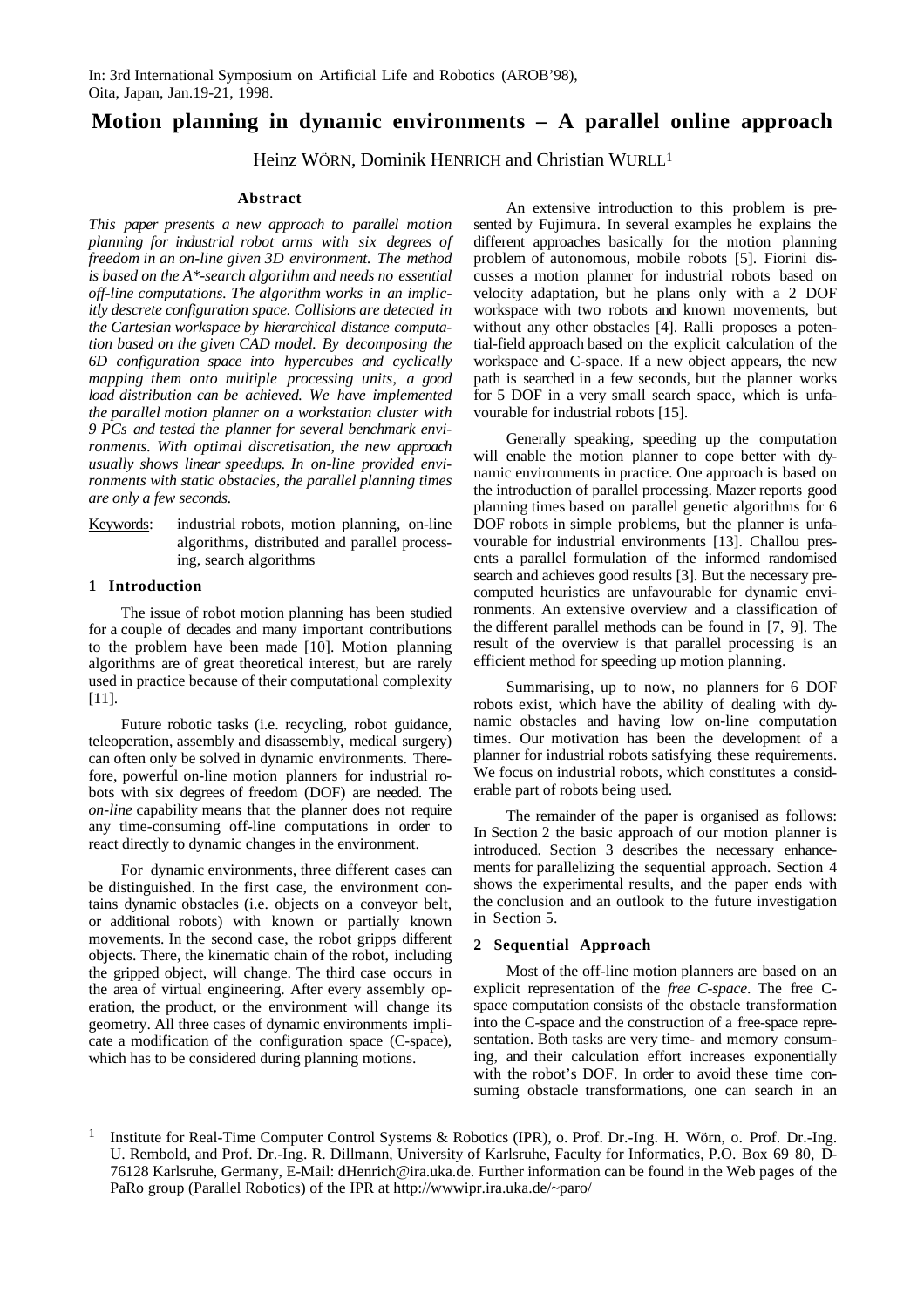In: 3rd International Symposium on Artificial Life and Robotics (AROB'98), Oita, Japan, Jan.19-21, 1998.

# Motion planning in dynamic environments – A parallel online approach

Heinz WÖRN, Dominik HENRICH and Christian WURLL[1]

### Abstract

*This paper presents a new approach to parallel motion planning for industrial robot arms with six degrees of freedom in an on-line given 3D environment. The method is based on the A*-search algorithm and needs no essential off-line computations. The algorithm works in an implicitly descrete configuration space. Collisions are detected in the Cartesian workspace by hierarchical distance computation based on the given CAD model. By decomposing the 6D configuration space into hypercubes and cyclically mapping them onto multiple processing units, a good load distribution can be achieved. We have implemented the parallel motion planner on a workstation cluster with 9 PCs and tested the planner for several benchmark environments. With optimal discretisation, the new approach usually shows linear speedups. In on-line provided environments with static obstacles, the parallel planning times are only a few seconds.*

Keywords: industrial robots, motion planning, on-line algorithms, distributed and parallel processing, search algorithms

## 1 Introduction

The issue of robot motion planning has been studied for a couple of decades and many important contributions to the problem have been made [10]. Motion planning algorithms are of great theoretical interest, but are rarely used in practice because of their computational complexity [11].

Future robotic tasks (i.e. recycling, robot guidance, teleoperation, assembly and disassembly, medical surgery) can often only be solved in dynamic environments. Therefore, powerful on-line motion planners for industrial robots with six degrees of freedom (DOF) are needed. The *on-line* capability means that the planner does not require any time-consuming off-line computations in order to react directly to dynamic changes in the environment.

For dynamic environments, three different cases can be distinguished. In the first case, the environment contains dynamic obstacles (i.e. objects on a conveyor belt, or additional robots) with known or partially known movements. In the second case, the robot gripps different objects. There, the kinematic chain of the robot, including the gripped object, will change. The third case occurs in the area of virtual engineering. After every assembly operation, the product, or the environment will change its geometry. All three cases of dynamic environments implicate a modification of the configuration space (C-space), which has to be considered during planning motions.

An extensive introduction to this problem is presented by Fujimura. In several examples he explains the different approaches basically for the motion planning problem of autonomous, mobile robots [5]. Fiorini discusses a motion planner for industrial robots based on velocity adaptation, but he plans only with a 2 DOF workspace with two robots and known movements, but without any other obstacles [4]. Ralli proposes a potential-field approach based on the explicit calculation of the workspace and C-space. If a new object appears, the new path is searched in a few seconds, but the planner works for 5 DOF in a very small search space, which is unfavourable for industrial robots [15].

Generally speaking, speeding up the computation will enable the motion planner to cope better with dynamic environments in practice. One approach is based on the introduction of parallel processing. Mazer reports good planning times based on parallel genetic algorithms for 6 DOF robots in simple problems, but the planner is unfavourable for industrial environments [13]. Challou presents a parallel formulation of the informed randomised search and achieves good results [3]. But the necessary precomputed heuristics are unfavourable for dynamic environments. An extensive overview and a classification of the different parallel methods can be found in [7, 9]. The result of the overview is that parallel processing is an efficient method for speeding up motion planning.

Summarising, up to now, no planners for 6 DOF robots exist, which have the ability of dealing with dynamic obstacles and having low on-line computation times. Our motivation has been the development of a planner for industrial robots satisfying these requirements. We focus on industrial robots, which constitutes a considerable part of robots being used.

The remainder of the paper is organised as follows: In Section 2 the basic approach of our motion planner is introduced. Section 3 describes the necessary enhancements for parallelizing the sequential approach. Section 4 shows the experimental results, and the paper ends with the conclusion and an outlook to the future investigation in Section 5.

## 2 Sequential Approach

Most of the off-line motion planners are based on an explicit representation of the *free C-space*. The free C-space computation consists of the obstacle transformation into the C-space and the construction of a free-space representation. Both tasks are very time- and memory consuming, and their calculation effort increases exponentially with the robot's DOF. In order to avoid these time consuming obstacle transformations, one can search in an

[1] Institute for Real-Time Computer Control Systems & Robotics (IPR), o. Prof. Dr.-Ing. H. Wörn, o. Prof. Dr.-Ing. U. Rembold, and Prof. Dr.-Ing. R. Dillmann, University of Karlsruhe, Faculty for Informatics, P.O. Box 69 80, D-76128 Karlsruhe, Germany, E-Mail: dHenrich@ira.uka.de. Further information can be found in the Web pages of the PaRo group (Parallel Robotics) of the IPR at http://wwwipr.ira.uka.de/~paro/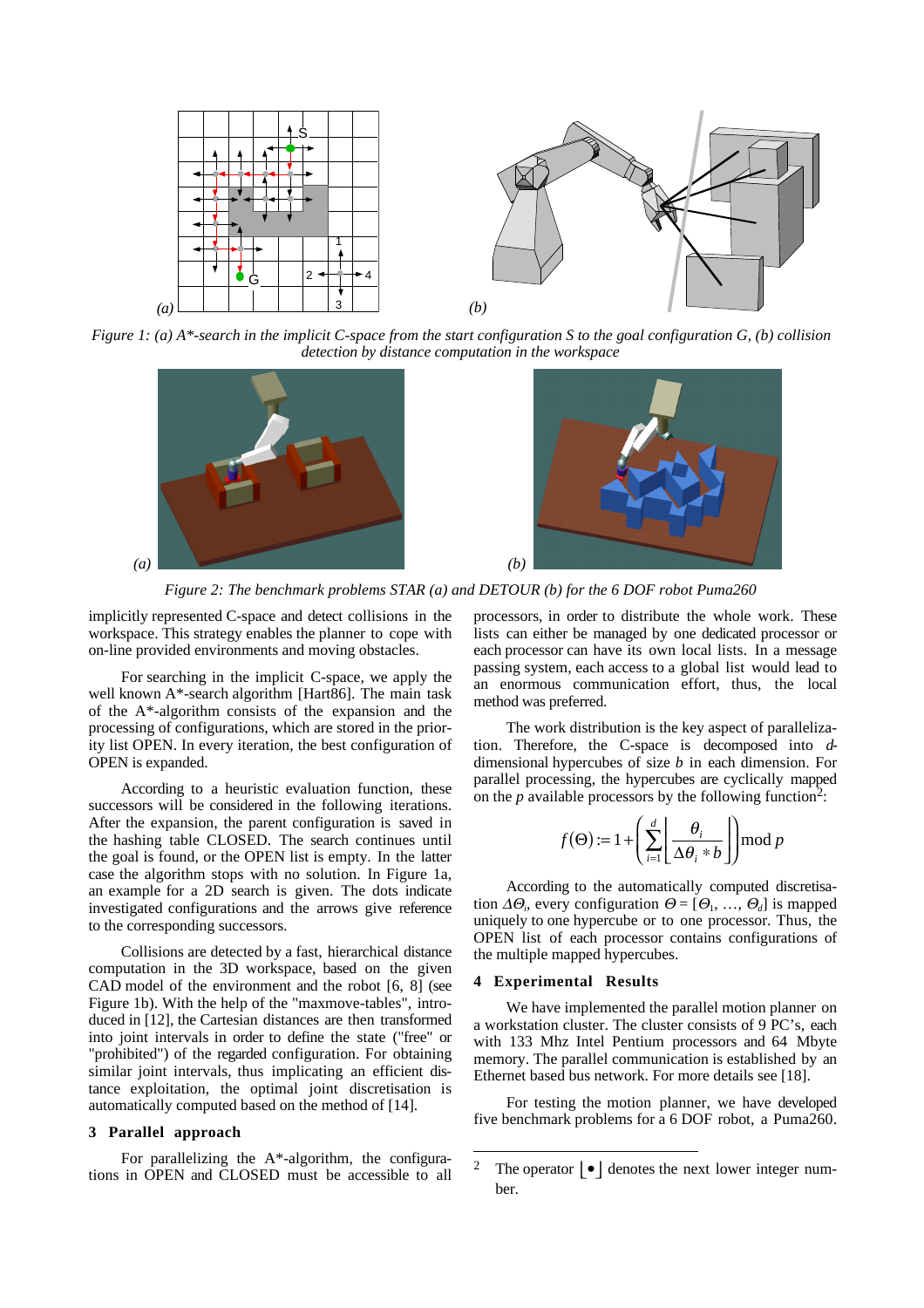Figure 1: (a) A*-search in the implicit C-space from the start configuration S to the goal configuration G, (b) collision detection by distance computation in the workspace

Figure 2: The benchmark problems STAR (a) and DETOUR (b) for the 6 DOF robot Puma260

implicitly represented C-space and detect collisions in the workspace. This strategy enables the planner to cope with on-line provided environments and moving obstacles.

For searching in the implicit C-space, we apply the well known A*-search algorithm [Hart86]. The main task of the A*-algorithm consists of the expansion and the processing of configurations, which are stored in the priority list OPEN. In every iteration, the best configuration of OPEN is expanded.

According to a heuristic evaluation function, these successors will be considered in the following iterations. After the expansion, the parent configuration is saved in the hashing table CLOSED. The search continues until the goal is found, or the OPEN list is empty. In the latter case the algorithm stops with no solution. In Figure 1a, an example for a 2D search is given. The dots indicate investigated configurations and the arrows give reference to the corresponding successors.

Collisions are detected by a fast, hierarchical distance computation in the 3D workspace, based on the given CAD model of the environment and the robot [6, 8] (see Figure 1b). With the help of the "maxmove-tables", introduced in [12], the Cartesian distances are then transformed into joint intervals in order to define the state ("free" or "prohibited") of the regarded configuration. For obtaining similar joint intervals, thus implicating an efficient distance exploitation, the optimal joint discretisation is automatically computed based on the method of [14].

## 3 Parallel approach

For parallelizing the A*-algorithm, the configurations in OPEN and CLOSED must be accessible to all processors, in order to distribute the whole work. These lists can either be managed by one dedicated processor or each processor can have its own local lists. In a message passing system, each access to a global list would lead to an enormous communication effort, thus, the local method was preferred.

The work distribution is the key aspect of parallelization. Therefore, the C-space is decomposed into $d$-dimensional hypercubes of size $b$ in each dimension. For parallel processing, the hypercubes are cyclically mapped on the $p$ available processors by the following function[2]:

$$f(\Theta) := 1 + \left( \sum_{i=1}^{d} \left\lfloor \frac{\theta_i}{\Delta\theta_i * b} \right\rfloor \right) \bmod p$$

According to the automatically computed discretisation $\Delta\Theta_i$, every configuration $\Theta = [\Theta_1, \ldots, \Theta_d]$ is mapped uniquely to one hypercube or to one processor. Thus, the OPEN list of each processor contains configurations of the multiple mapped hypercubes.

## 4 Experimental Results

We have implemented the parallel motion planner on a workstation cluster. The cluster consists of 9 PC's, each with 133 Mhz Intel Pentium processors and 64 Mbyte memory. The parallel communication is established by an Ethernet based bus network. For more details see [18].

For testing the motion planner, we have developed five benchmark problems for a 6 DOF robot, a Puma260.

---

[2] The operator $\lfloor \bullet \rfloor$ denotes the next lower integer number.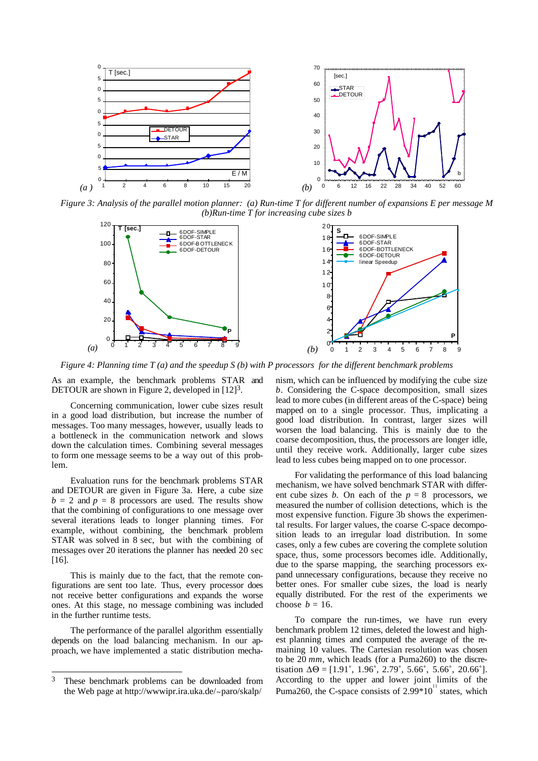*Figure 3: Analysis of the parallel motion planner: (a) Run-time T for different number of expansions E per message M (b)Run-time T for increasing cube sizes b*

*Figure 4: Planning time T (a) and the speedup S (b) with P processors for the different benchmark problems*

As an example, the benchmark problems STAR and DETOUR are shown in Figure 2, developed in [12][3].

Concerning communication, lower cube sizes result in a good load distribution, but increase the number of messages. Too many messages, however, usually leads to a bottleneck in the communication network and slows down the calculation times. Combining several messages to form one message seems to be a way out of this problem.

Evaluation runs for the benchmark problems STAR and DETOUR are given in Figure 3a. Here, a cube size $b = 2$ and $p = 8$ processors are used. The results show that the combining of configurations to one message over several iterations leads to longer planning times. For example, without combining, the benchmark problem STAR was solved in 8 sec, but with the combining of messages over 20 iterations the planner has needed 20 sec [16].

This is mainly due to the fact, that the remote configurations are sent too late. Thus, every processor does not receive better configurations and expands the worse ones. At this stage, no message combining was included in the further runtime tests.

The performance of the parallel algorithm essentially depends on the load balancing mechanism. In our approach, we have implemented a static distribution mechanism, which can be influenced by modifying the cube size $b$. Considering the C-space decomposition, small sizes lead to more cubes (in different areas of the C-space) being mapped on to a single processor. Thus, implicating a good load distribution. In contrast, larger sizes will worsen the load balancing. This is mainly due to the coarse decomposition, thus, the processors are longer idle, until they receive work. Additionally, larger cube sizes lead to less cubes being mapped on to one processor.

For validating the performance of this load balancing mechanism, we have solved benchmark STAR with different cube sizes $b$. On each of the $p = 8$ processors, we measured the number of collision detections, which is the most expensive function. Figure 3b shows the experimental results. For larger values, the coarse C-space decomposition leads to an irregular load distribution. In some cases, only a few cubes are covering the complete solution space, thus, some processors becomes idle. Additionally, due to the sparse mapping, the searching processors expand unnecessary configurations, because they receive no better ones. For smaller cube sizes, the load is nearly equally distributed. For the rest of the experiments we choose $b = 16$.

To compare the run-times, we have run every benchmark problem 12 times, deleted the lowest and highest planning times and computed the average of the remaining 10 values. The Cartesian resolution was chosen to be 20 *mm*, which leads (for a Puma260) to the discretisation $\Delta\Theta = [1.91^\circ, 1.96^\circ, 2.79^\circ, 5.66^\circ, 5.66^\circ, 20.66^\circ]$. According to the upper and lower joint limits of the Puma260, the C-space consists of $2.99 \cdot 10^{11}$ states, which

---

[3] These benchmark problems can be downloaded from the Web page at http://wwwipr.ira.uka.de/~paro/skalp/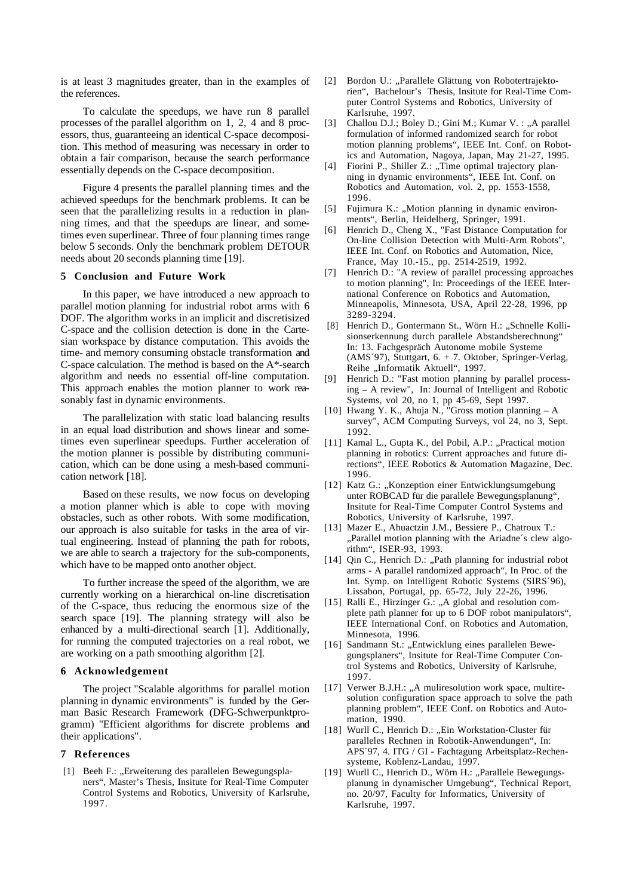is at least 3 magnitudes greater, than in the examples of the references.

To calculate the speedups, we have run 8 parallel processes of the parallel algorithm on 1, 2, 4 and 8 processors, thus, guaranteeing an identical C-space decomposition. This method of measuring was necessary in order to obtain a fair comparison, because the search performance essentially depends on the C-space decomposition.

Figure 4 presents the parallel planning times and the achieved speedups for the benchmark problems. It can be seen that the parallelizing results in a reduction in planning times, and that the speedups are linear, and sometimes even superlinear. Three of four planning times range below 5 seconds. Only the benchmark problem DETOUR needs about 20 seconds planning time [19].

## 5 Conclusion and Future Work

In this paper, we have introduced a new approach to parallel motion planning for industrial robot arms with 6 DOF. The algorithm works in an implicit and discretisized C-space and the collision detection is done in the Cartesian workspace by distance computation. This avoids the time- and memory consuming obstacle transformation and C-space calculation. The method is based on the A*-search algorithm and needs no essential off-line computation. This approach enables the motion planner to work reasonably fast in dynamic environments.

The parallelization with static load balancing results in an equal load distribution and shows linear and sometimes even superlinear speedups. Further acceleration of the motion planner is possible by distributing communication, which can be done using a mesh-based communication network [18].

Based on these results, we now focus on developing a motion planner which is able to cope with moving obstacles, such as other robots. With some modification, our approach is also suitable for tasks in the area of virtual engineering. Instead of planning the path for robots, we are able to search a trajectory for the sub-components, which have to be mapped onto another object.

To further increase the speed of the algorithm, we are currently working on a hierarchical on-line discretisation of the C-space, thus reducing the enormous size of the search space [19]. The planning strategy will also be enhanced by a multi-directional search [1]. Additionally, for running the computed trajectories on a real robot, we are working on a path smoothing algorithm [2].

## 6 Acknowledgement

The project "Scalable algorithms for parallel motion planning in dynamic environments" is funded by the German Basic Research Framework (DFG-Schwerpunktprogramm) "Efficient algorithms for discrete problems and their applications".

## 7 References

[1] Beeh F.: „Erweiterung des parallelen Bewegungsplaners“, Master’s Thesis, Insitute for Real-Time Computer Control Systems and Robotics, University of Karlsruhe, 1997.

[2] Bordon U.: „Parallele Glättung von Robotertrajektorien“, Bachelour’s Thesis, Insitute for Real-Time Computer Control Systems and Robotics, University of Karlsruhe, 1997.

[3] Challou D.J.; Boley D.; Gini M.; Kumar V. : „A parallel formulation of informed randomized search for robot motion planning problems“, IEEE Int. Conf. on Robotics and Automation, Nagoya, Japan, May 21-27, 1995.

[4] Fiorini P., Shiller Z.: „Time optimal trajectory planning in dynamic environments“, IEEE Int. Conf. on Robotics and Automation, vol. 2, pp. 1553-1558, 1996.

[5] Fujimura K.: „Motion planning in dynamic environments“, Berlin, Heidelberg, Springer, 1991.

[6] Henrich D., Cheng X., "Fast Distance Computation for On-line Collision Detection with Multi-Arm Robots", IEEE Int. Conf. on Robotics and Automation, Nice, France, May 10.-15., pp. 2514-2519, 1992.

[7] Henrich D.: "A review of parallel processing approaches to motion planning", In: Proceedings of the IEEE International Conference on Robotics and Automation, Minneapolis, Minnesota, USA, April 22-28, 1996, pp 3289-3294.

[8] Henrich D., Gontermann St., Wörn H.: „Schnelle Kollisionserkennung durch parallele Abstandsberechnung“ In: 13. Fachgespräch Autonome mobile Systeme (AMS´97), Stuttgart, 6. + 7. Oktober, Springer-Verlag, Reihe „Informatik Aktuell“, 1997.

[9] Henrich D.: "Fast motion planning by parallel processing – A review", In: Journal of Intelligent and Robotic Systems, vol 20, no 1, pp 45-69, Sept 1997.

[10] Hwang Y. K., Ahuja N., "Gross motion planning – A survey", ACM Computing Surveys, vol 24, no 3, Sept. 1992.

[11] Kamal L., Gupta K., del Pobil, A.P.: „Practical motion planning in robotics: Current approaches and future directions“, IEEE Robotics & Automation Magazine, Dec. 1996.

[12] Katz G.: „Konzeption einer Entwicklungsumgebung unter ROBCAD für die parallele Bewegungsplanung“, Insitute for Real-Time Computer Control Systems and Robotics, University of Karlsruhe, 1997.

[13] Mazer E., Ahuactzin J.M., Bessiere P., Chatroux T.: „Parallel motion planning with the Ariadne´s clew algorithm“, ISER-93, 1993.

[14] Qin C., Henrich D.: „Path planning for industrial robot arms - A parallel randomized approach“, In Proc. of the Int. Symp. on Intelligent Robotic Systems (SIRS´96), Lissabon, Portugal, pp. 65-72, July 22-26, 1996.

[15] Ralli E., Hirzinger G.: „A global and resolution complete path planner for up to 6 DOF robot manipulators“, IEEE International Conf. on Robotics and Automation, Minnesota, 1996.

[16] Sandmann St.: „Entwicklung eines parallelen Bewegungsplaners“, Insitute for Real-Time Computer Control Systems and Robotics, University of Karlsruhe, 1997.

[17] Verwer B.J.H.: „A muliresolution work space, multiresolution configuration space approach to solve the path planning problem“, IEEE Conf. on Robotics and Automation, 1990.

[18] Wurll C., Henrich D.: „Ein Workstation-Cluster für paralleles Rechnen in Robotik-Anwendungen“, In: APS´97, 4. ITG / GI - Fachtagung Arbeitsplatz-Rechensysteme, Koblenz-Landau, 1997.

[19] Wurll C., Henrich D., Wörn H.: „Parallele Bewegungsplanung in dynamischer Umgebung“, Technical Report, no. 20/97, Faculty for Informatics, University of Karlsruhe, 1997.